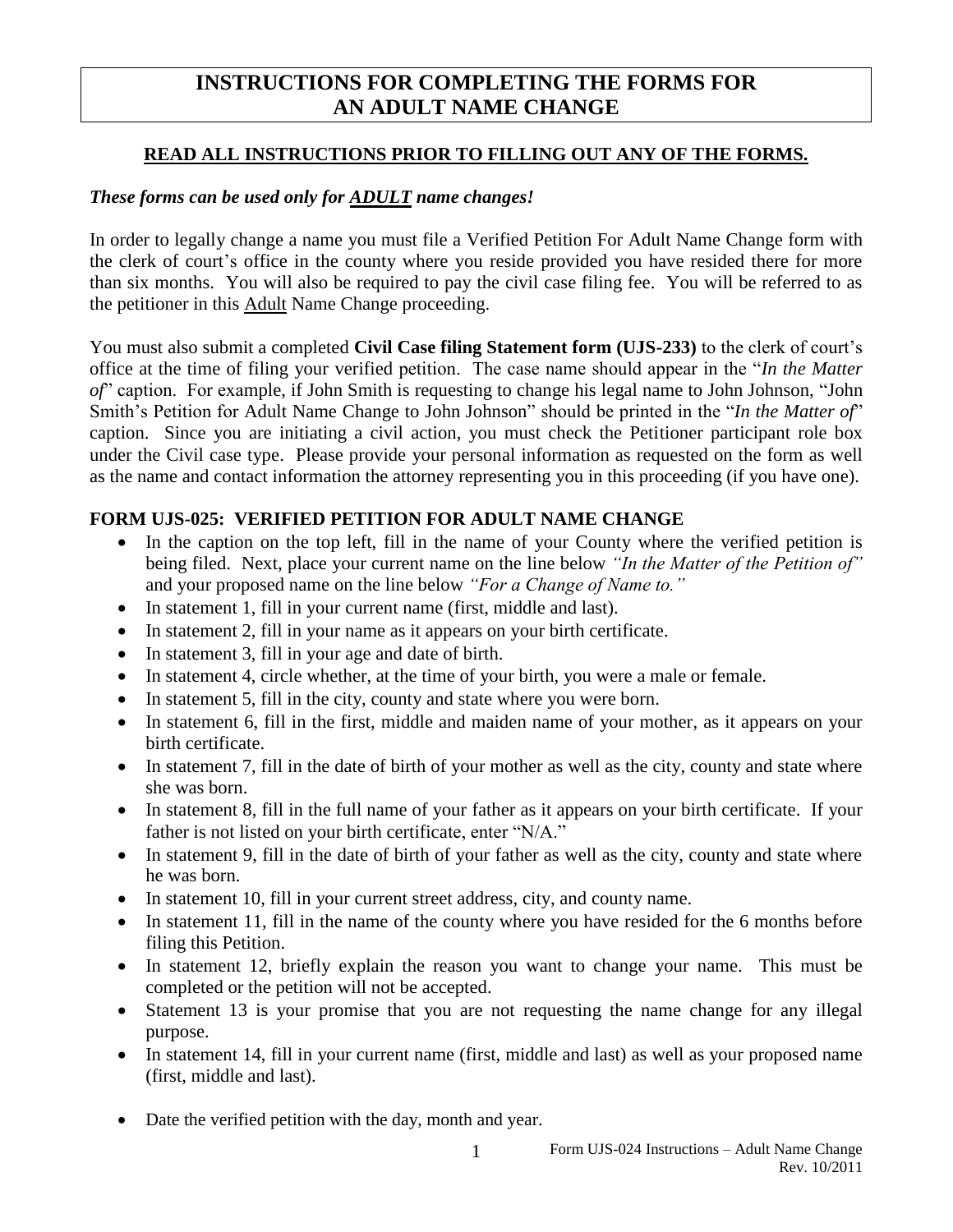# INSTRUCTIONS FOR COMPLETING THE FORMS FOR AN ADULT NAME CHANGE

**READ ALL INSTRUCTIONS PRIOR TO FILLING OUT ANY OF THE FORMS.**

***These forms can be used only for ADULT name changes!***

In order to legally change a name you must file a Verified Petition For Adult Name Change form with the clerk of court's office in the county where you reside provided you have resided there for more than six months. You will also be required to pay the civil case filing fee. You will be referred to as the petitioner in this Adult Name Change proceeding.

You must also submit a completed **Civil Case filing Statement form (UJS-233)** to the clerk of court's office at the time of filing your verified petition. The case name should appear in the "*In the Matter of*" caption. For example, if John Smith is requesting to change his legal name to John Johnson, "John Smith's Petition for Adult Name Change to John Johnson" should be printed in the "*In the Matter of*" caption. Since you are initiating a civil action, you must check the Petitioner participant role box under the Civil case type. Please provide your personal information as requested on the form as well as the name and contact information the attorney representing you in this proceeding (if you have one).

**FORM UJS-025: VERIFIED PETITION FOR ADULT NAME CHANGE**

- In the caption on the top left, fill in the name of your County where the verified petition is being filed. Next, place your current name on the line below *"In the Matter of the Petition of"* and your proposed name on the line below *"For a Change of Name to."*
- In statement 1, fill in your current name (first, middle and last).
- In statement 2, fill in your name as it appears on your birth certificate.
- In statement 3, fill in your age and date of birth.
- In statement 4, circle whether, at the time of your birth, you were a male or female.
- In statement 5, fill in the city, county and state where you were born.
- In statement 6, fill in the first, middle and maiden name of your mother, as it appears on your birth certificate.
- In statement 7, fill in the date of birth of your mother as well as the city, county and state where she was born.
- In statement 8, fill in the full name of your father as it appears on your birth certificate. If your father is not listed on your birth certificate, enter "N/A."
- In statement 9, fill in the date of birth of your father as well as the city, county and state where he was born.
- In statement 10, fill in your current street address, city, and county name.
- In statement 11, fill in the name of the county where you have resided for the 6 months before filing this Petition.
- In statement 12, briefly explain the reason you want to change your name. This must be completed or the petition will not be accepted.
- Statement 13 is your promise that you are not requesting the name change for any illegal purpose.
- In statement 14, fill in your current name (first, middle and last) as well as your proposed name (first, middle and last).
- Date the verified petition with the day, month and year.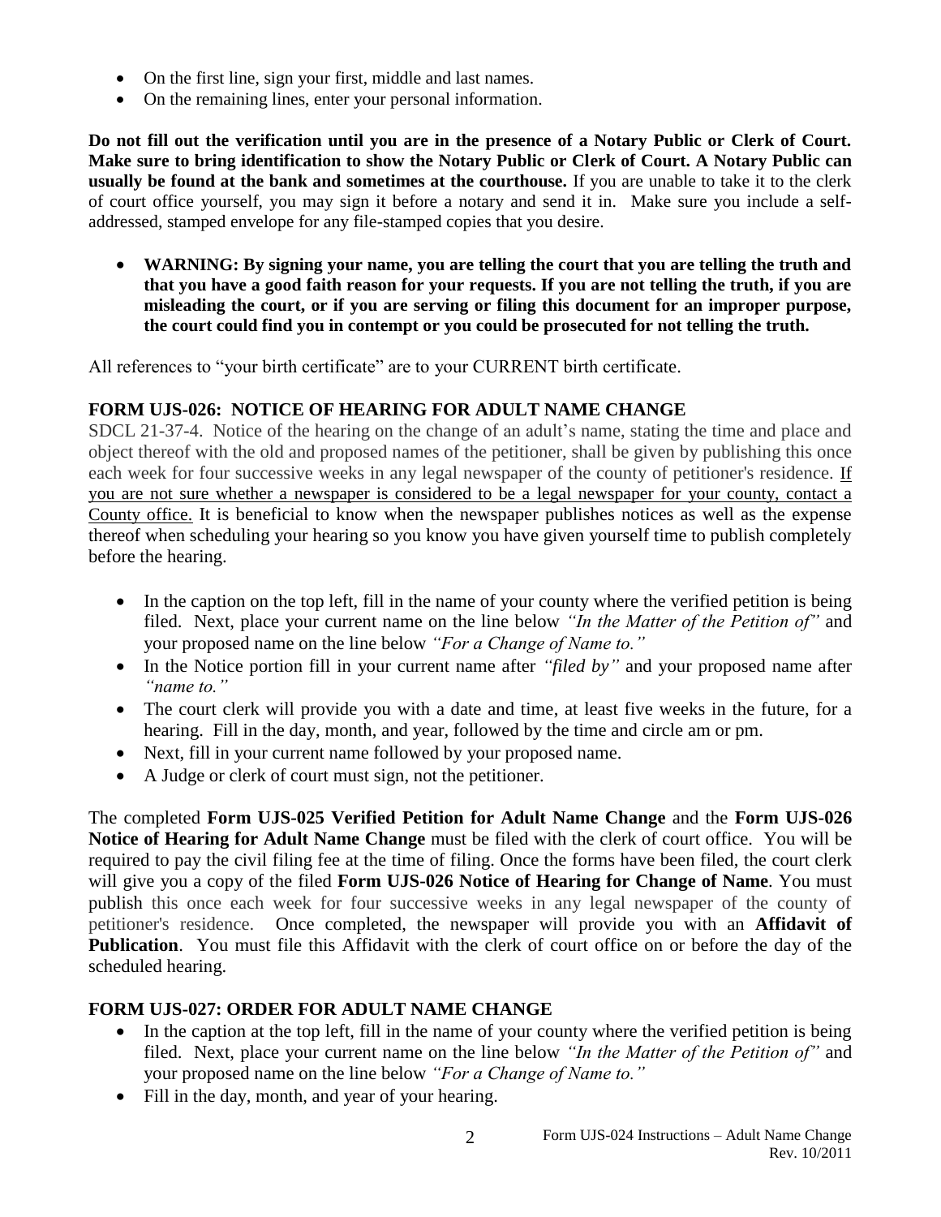- On the first line, sign your first, middle and last names.
- On the remaining lines, enter your personal information.

**Do not fill out the verification until you are in the presence of a Notary Public or Clerk of Court. Make sure to bring identification to show the Notary Public or Clerk of Court. A Notary Public can usually be found at the bank and sometimes at the courthouse.** If you are unable to take it to the clerk of court office yourself, you may sign it before a notary and send it in. Make sure you include a self-addressed, stamped envelope for any file-stamped copies that you desire.

- **WARNING: By signing your name, you are telling the court that you are telling the truth and that you have a good faith reason for your requests. If you are not telling the truth, if you are misleading the court, or if you are serving or filing this document for an improper purpose, the court could find you in contempt or you could be prosecuted for not telling the truth.**

All references to "your birth certificate" are to your CURRENT birth certificate.

### FORM UJS-026: NOTICE OF HEARING FOR ADULT NAME CHANGE

SDCL 21-37-4. Notice of the hearing on the change of an adult's name, stating the time and place and object thereof with the old and proposed names of the petitioner, shall be given by publishing this once each week for four successive weeks in any legal newspaper of the county of petitioner's residence. If you are not sure whether a newspaper is considered to be a legal newspaper for your county, contact a County office. It is beneficial to know when the newspaper publishes notices as well as the expense thereof when scheduling your hearing so you know you have given yourself time to publish completely before the hearing.

- In the caption on the top left, fill in the name of your county where the verified petition is being filed. Next, place your current name on the line below *"In the Matter of the Petition of"* and your proposed name on the line below *"For a Change of Name to."*
- In the Notice portion fill in your current name after *"filed by"* and your proposed name after *"name to."*
- The court clerk will provide you with a date and time, at least five weeks in the future, for a hearing. Fill in the day, month, and year, followed by the time and circle am or pm.
- Next, fill in your current name followed by your proposed name.
- A Judge or clerk of court must sign, not the petitioner.

The completed **Form UJS-025 Verified Petition for Adult Name Change** and the **Form UJS-026 Notice of Hearing for Adult Name Change** must be filed with the clerk of court office. You will be required to pay the civil filing fee at the time of filing. Once the forms have been filed, the court clerk will give you a copy of the filed **Form UJS-026 Notice of Hearing for Change of Name**. You must publish this once each week for four successive weeks in any legal newspaper of the county of petitioner's residence. Once completed, the newspaper will provide you with an **Affidavit of Publication**. You must file this Affidavit with the clerk of court office on or before the day of the scheduled hearing.

### FORM UJS-027: ORDER FOR ADULT NAME CHANGE

- In the caption at the top left, fill in the name of your county where the verified petition is being filed. Next, place your current name on the line below *"In the Matter of the Petition of"* and your proposed name on the line below *"For a Change of Name to."*
- Fill in the day, month, and year of your hearing.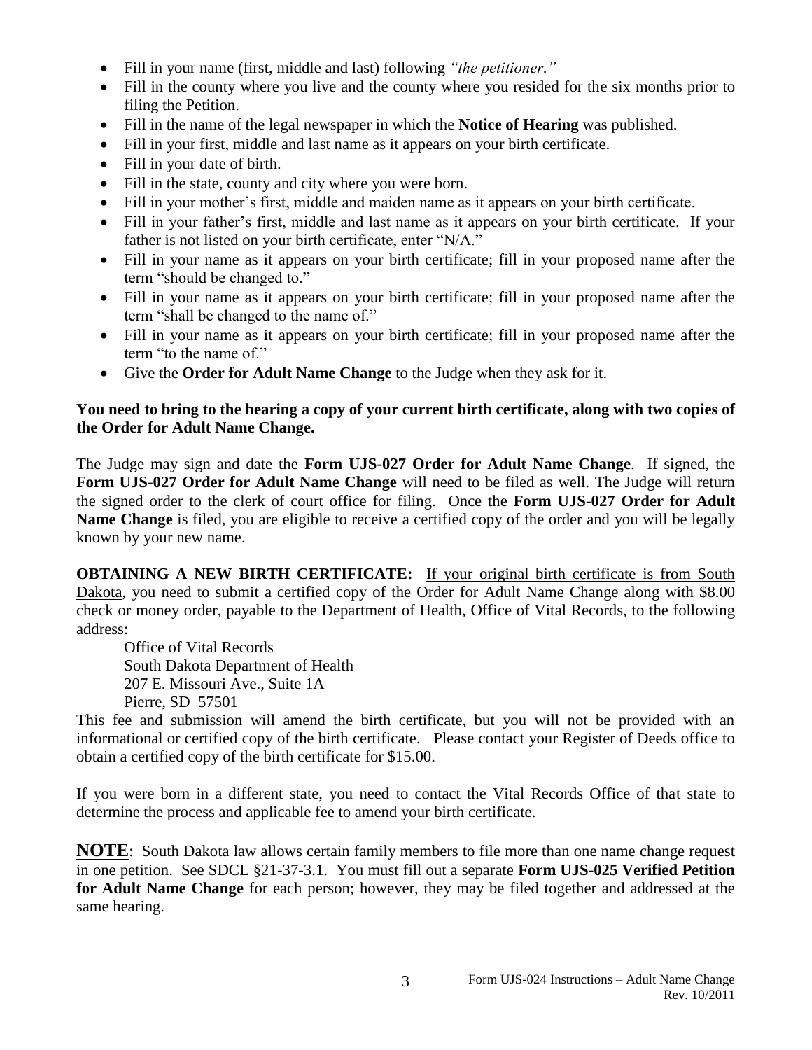- Fill in your name (first, middle and last) following *"the petitioner."*
- Fill in the county where you live and the county where you resided for the six months prior to filing the Petition.
- Fill in the name of the legal newspaper in which the **Notice of Hearing** was published.
- Fill in your first, middle and last name as it appears on your birth certificate.
- Fill in your date of birth.
- Fill in the state, county and city where you were born.
- Fill in your mother's first, middle and maiden name as it appears on your birth certificate.
- Fill in your father's first, middle and last name as it appears on your birth certificate. If your father is not listed on your birth certificate, enter "N/A."
- Fill in your name as it appears on your birth certificate; fill in your proposed name after the term "should be changed to."
- Fill in your name as it appears on your birth certificate; fill in your proposed name after the term "shall be changed to the name of."
- Fill in your name as it appears on your birth certificate; fill in your proposed name after the term "to the name of."
- Give the **Order for Adult Name Change** to the Judge when they ask for it.

**You need to bring to the hearing a copy of your current birth certificate, along with two copies of the Order for Adult Name Change.**

The Judge may sign and date the **Form UJS-027 Order for Adult Name Change**. If signed, the **Form UJS-027 Order for Adult Name Change** will need to be filed as well. The Judge will return the signed order to the clerk of court office for filing. Once the **Form UJS-027 Order for Adult Name Change** is filed, you are eligible to receive a certified copy of the order and you will be legally known by your new name.

**OBTAINING A NEW BIRTH CERTIFICATE:** If your original birth certificate is from South Dakota, you need to submit a certified copy of the Order for Adult Name Change along with $8.00 check or money order, payable to the Department of Health, Office of Vital Records, to the following address:

Office of Vital Records
South Dakota Department of Health
207 E. Missouri Ave., Suite 1A
Pierre, SD 57501

This fee and submission will amend the birth certificate, but you will not be provided with an informational or certified copy of the birth certificate. Please contact your Register of Deeds office to obtain a certified copy of the birth certificate for $15.00.

If you were born in a different state, you need to contact the Vital Records Office of that state to determine the process and applicable fee to amend your birth certificate.

**NOTE**: South Dakota law allows certain family members to file more than one name change request in one petition. See SDCL §21-37-3.1. You must fill out a separate **Form UJS-025 Verified Petition for Adult Name Change** for each person; however, they may be filed together and addressed at the same hearing.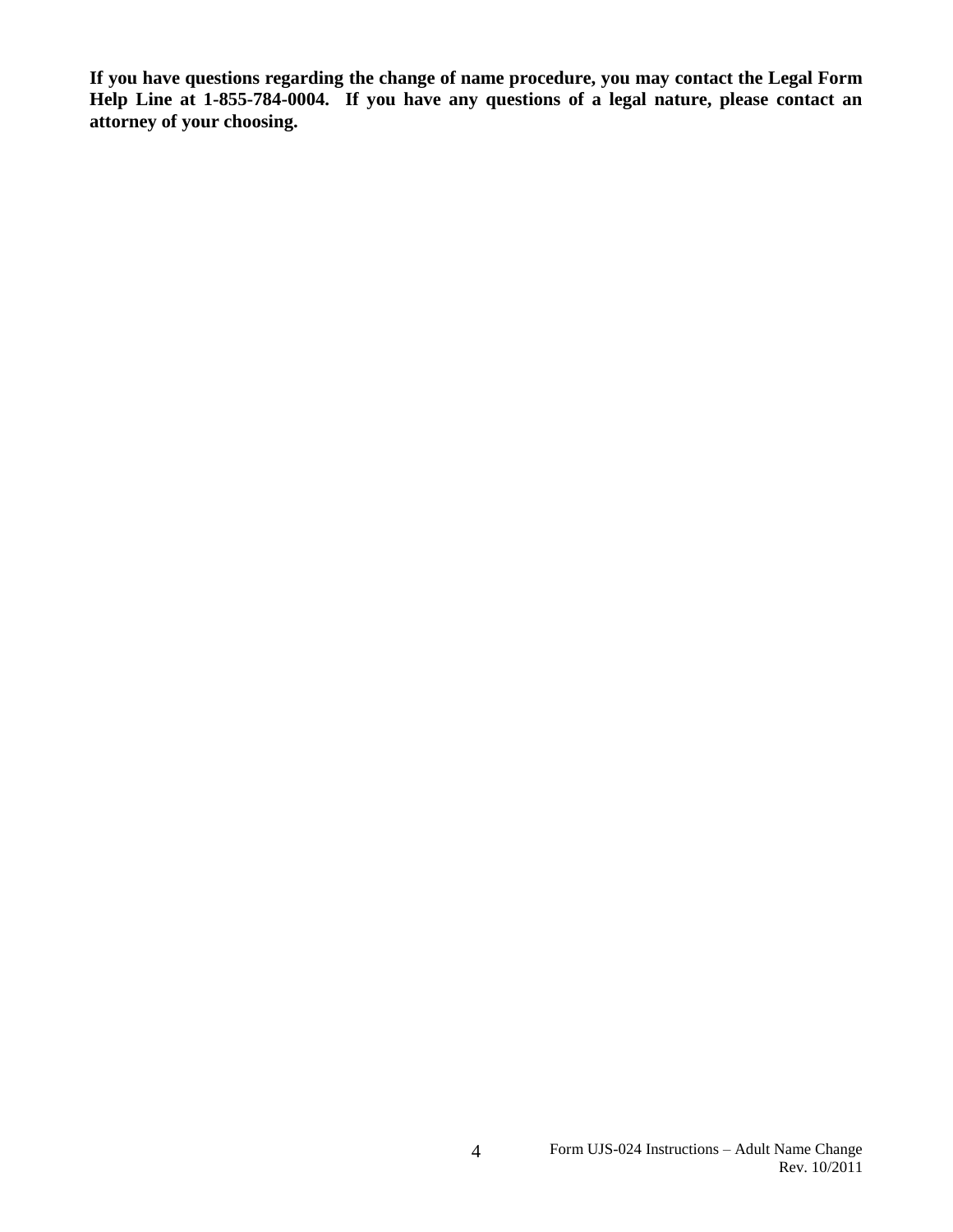**If you have questions regarding the change of name procedure, you may contact the Legal Form Help Line at 1-855-784-0004. If you have any questions of a legal nature, please contact an attorney of your choosing.**